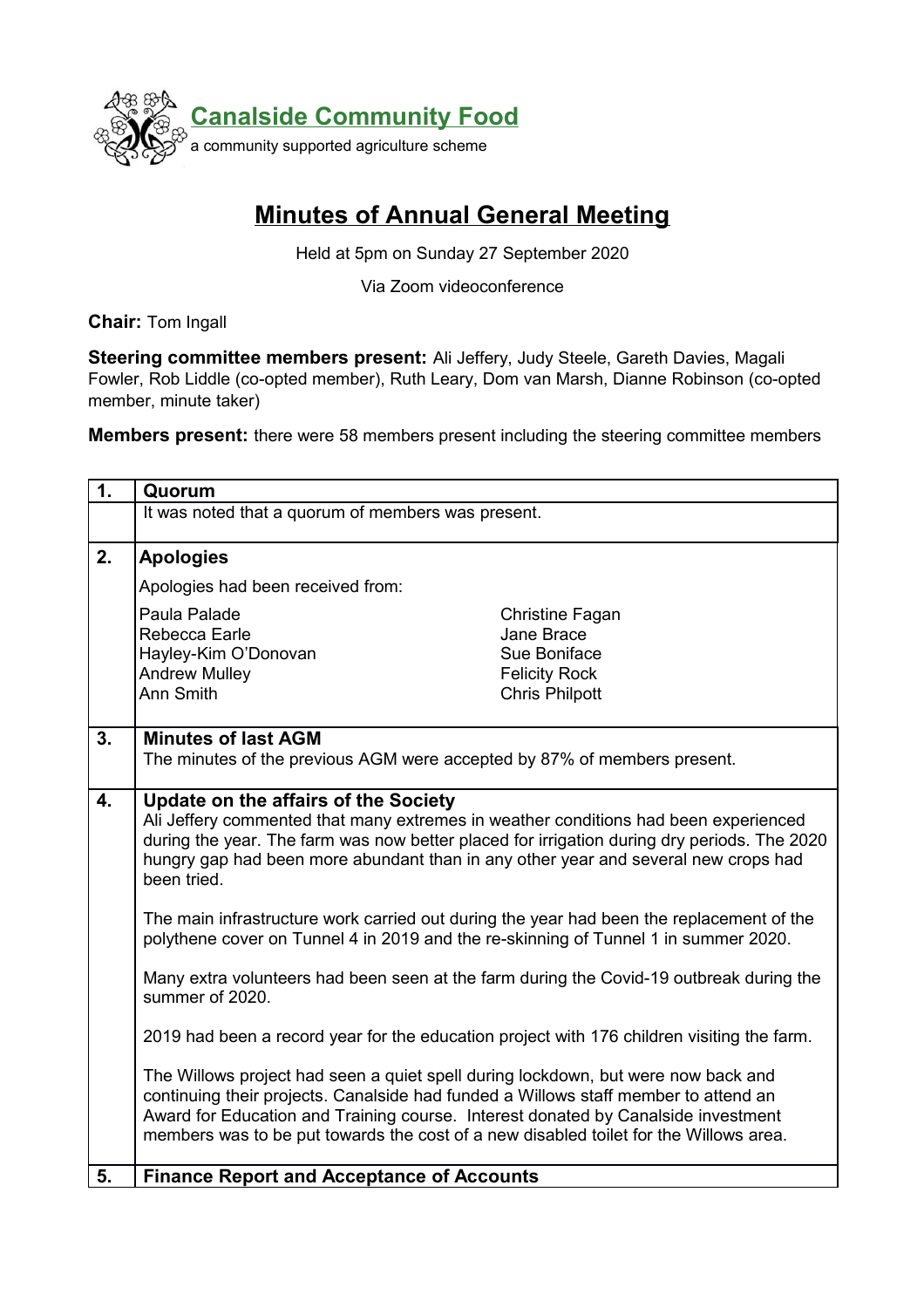**Canalside Community Food**

a community supported agriculture scheme

# Minutes of Annual General Meeting

Held at 5pm on Sunday 27 September 2020

Via Zoom videoconference

**Chair:** Tom Ingall

**Steering committee members present:** Ali Jeffery, Judy Steele, Gareth Davies, Magali Fowler, Rob Liddle (co-opted member), Ruth Leary, Dom van Marsh, Dianne Robinson (co-opted member, minute taker)

**Members present:** there were 58 members present including the steering committee members

| | |
|---|---|
| **1.** | **Quorum** |
| | It was noted that a quorum of members was present. |
| **2.** | **Apologies** |
| | Apologies had been received from:<br><br>Paula Palade<br>Rebecca Earle<br>Hayley-Kim O'Donovan<br>Andrew Mulley<br>Ann Smith<br>Christine Fagan<br>Jane Brace<br>Sue Boniface<br>Felicity Rock<br>Chris Philpott |
| **3.** | **Minutes of last AGM**<br>The minutes of the previous AGM were accepted by 87% of members present. |
| **4.** | **Update on the affairs of the Society**<br>Ali Jeffery commented that many extremes in weather conditions had been experienced during the year. The farm was now better placed for irrigation during dry periods. The 2020 hungry gap had been more abundant than in any other year and several new crops had been tried.<br><br>The main infrastructure work carried out during the year had been the replacement of the polythene cover on Tunnel 4 in 2019 and the re-skinning of Tunnel 1 in summer 2020.<br><br>Many extra volunteers had been seen at the farm during the Covid-19 outbreak during the summer of 2020.<br><br>2019 had been a record year for the education project with 176 children visiting the farm.<br><br>The Willows project had seen a quiet spell during lockdown, but were now back and continuing their projects. Canalside had funded a Willows staff member to attend an Award for Education and Training course. Interest donated by Canalside investment members was to be put towards the cost of a new disabled toilet for the Willows area. |
| **5.** | **Finance Report and Acceptance of Accounts** |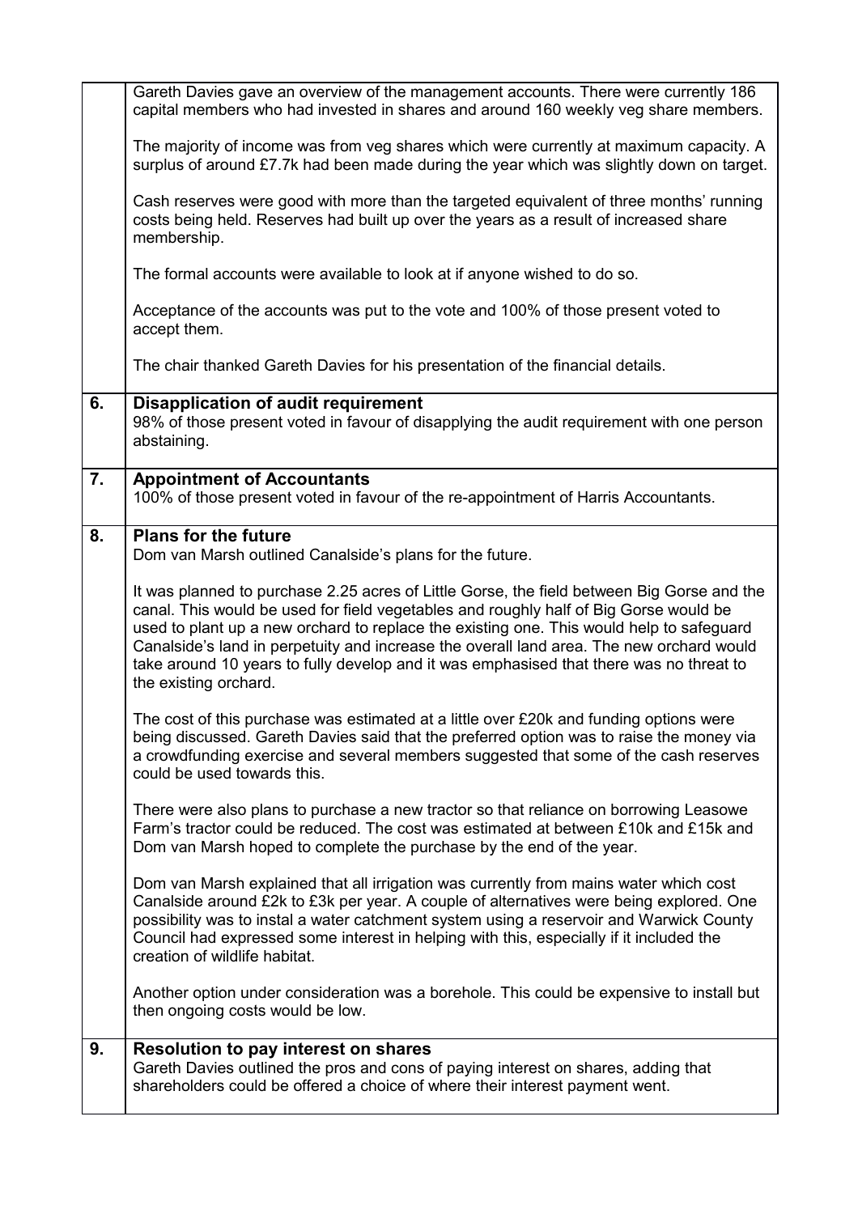| | |
|---|---|
| | Gareth Davies gave an overview of the management accounts. There were currently 186 capital members who had invested in shares and around 160 weekly veg share members.<br><br>The majority of income was from veg shares which were currently at maximum capacity. A surplus of around £7.7k had been made during the year which was slightly down on target.<br><br>Cash reserves were good with more than the targeted equivalent of three months' running costs being held. Reserves had built up over the years as a result of increased share membership.<br><br>The formal accounts were available to look at if anyone wished to do so.<br><br>Acceptance of the accounts was put to the vote and 100% of those present voted to accept them.<br><br>The chair thanked Gareth Davies for his presentation of the financial details. |
| **6.** | **Disapplication of audit requirement**<br>98% of those present voted in favour of disapplying the audit requirement with one person abstaining. |
| **7.** | **Appointment of Accountants**<br>100% of those present voted in favour of the re-appointment of Harris Accountants. |
| **8.** | **Plans for the future**<br>Dom van Marsh outlined Canalside's plans for the future.<br><br>It was planned to purchase 2.25 acres of Little Gorse, the field between Big Gorse and the canal. This would be used for field vegetables and roughly half of Big Gorse would be used to plant up a new orchard to replace the existing one. This would help to safeguard Canalside's land in perpetuity and increase the overall land area. The new orchard would take around 10 years to fully develop and it was emphasised that there was no threat to the existing orchard.<br><br>The cost of this purchase was estimated at a little over £20k and funding options were being discussed. Gareth Davies said that the preferred option was to raise the money via a crowdfunding exercise and several members suggested that some of the cash reserves could be used towards this.<br><br>There were also plans to purchase a new tractor so that reliance on borrowing Leasowe Farm's tractor could be reduced. The cost was estimated at between £10k and £15k and Dom van Marsh hoped to complete the purchase by the end of the year.<br><br>Dom van Marsh explained that all irrigation was currently from mains water which cost Canalside around £2k to £3k per year. A couple of alternatives were being explored. One possibility was to instal a water catchment system using a reservoir and Warwick County Council had expressed some interest in helping with this, especially if it included the creation of wildlife habitat.<br><br>Another option under consideration was a borehole. This could be expensive to install but then ongoing costs would be low. |
| **9.** | **Resolution to pay interest on shares**<br>Gareth Davies outlined the pros and cons of paying interest on shares, adding that shareholders could be offered a choice of where their interest payment went. |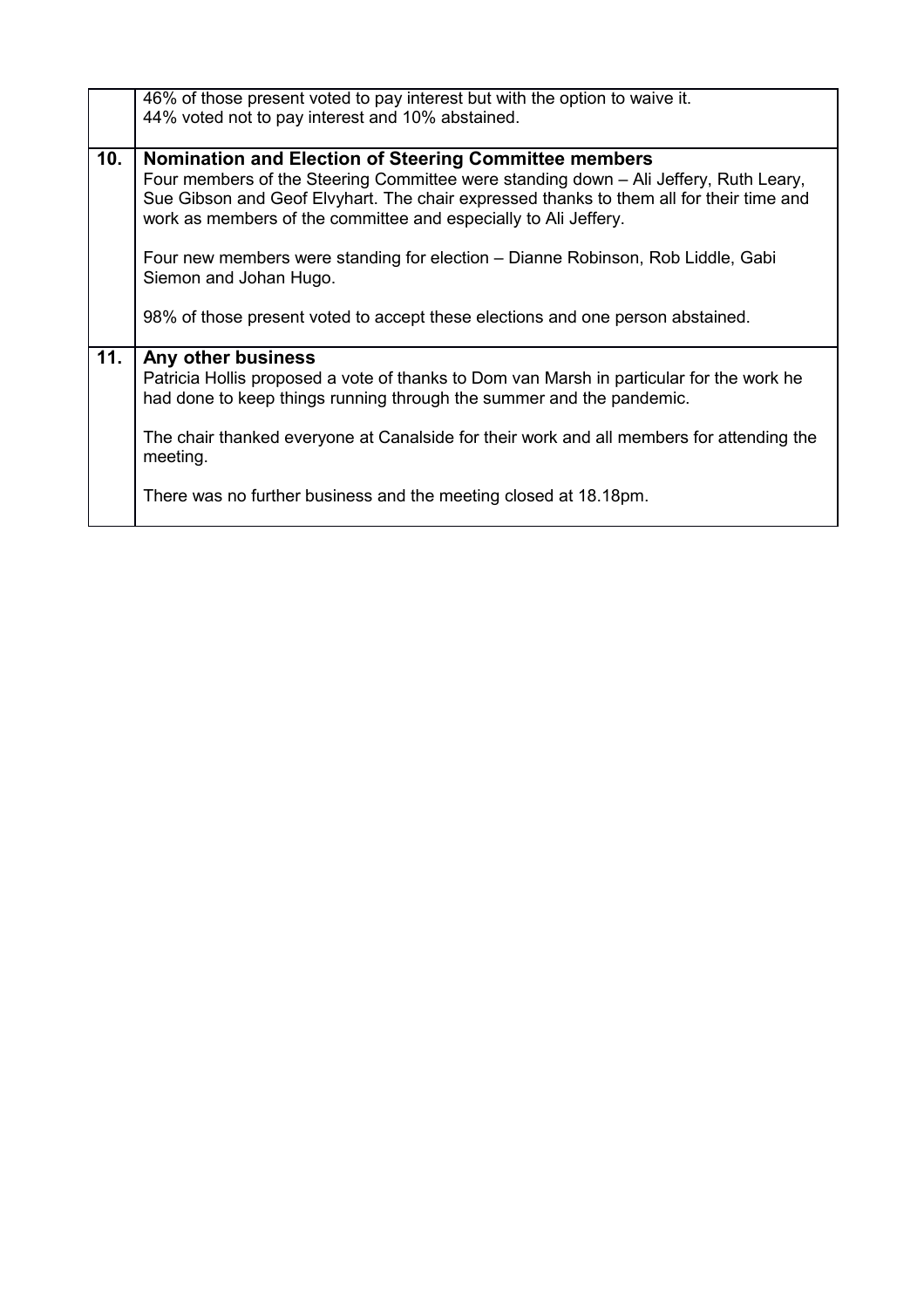| | |
|---|---|
| | 46% of those present voted to pay interest but with the option to waive it.<br>44% voted not to pay interest and 10% abstained. |
| **10.** | **Nomination and Election of Steering Committee members**<br>Four members of the Steering Committee were standing down – Ali Jeffery, Ruth Leary, Sue Gibson and Geof Elvyhart. The chair expressed thanks to them all for their time and work as members of the committee and especially to Ali Jeffery.<br><br>Four new members were standing for election – Dianne Robinson, Rob Liddle, Gabi Siemon and Johan Hugo.<br><br>98% of those present voted to accept these elections and one person abstained. |
| **11.** | **Any other business**<br>Patricia Hollis proposed a vote of thanks to Dom van Marsh in particular for the work he had done to keep things running through the summer and the pandemic.<br><br>The chair thanked everyone at Canalside for their work and all members for attending the meeting.<br><br>There was no further business and the meeting closed at 18.18pm. |